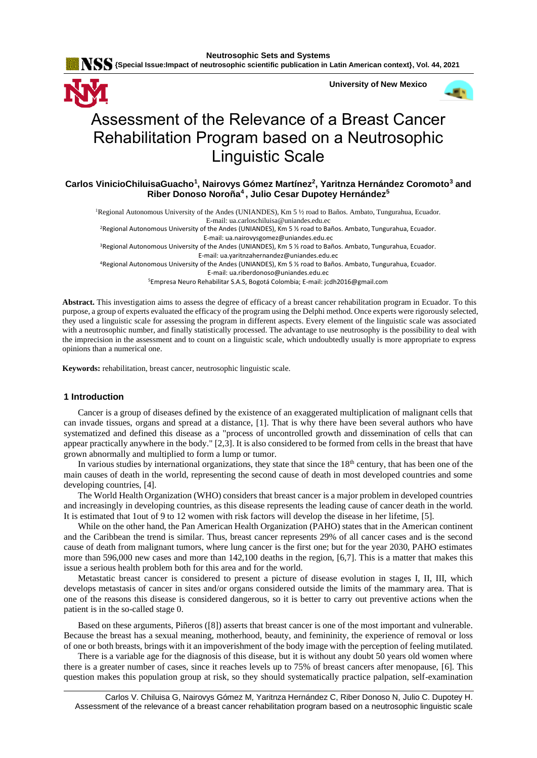# Assessment of the Relevance of a Breast Cancer Rehabilitation Program based on a Neutrosophic Linguistic Scale

**Carlos VinicioChiluisaGuacho[1], Nairovys Gómez Martínez[2], Yaritnza Hernández Coromoto[3] and Riber Donoso Noroña[4], Julio Cesar Dupotey Hernández[5]**

[1]Regional Autonomous University of the Andes (UNIANDES), Km 5 ½ road to Baños. Ambato, Tungurahua, Ecuador. E-mail: ua.carloschiluisa@uniandes.edu.ec

[2]Regional Autonomous University of the Andes (UNIANDES), Km 5 ½ road to Baños. Ambato, Tungurahua, Ecuador. E-mail: ua.nairovysgomez@uniandes.edu.ec

[3]Regional Autonomous University of the Andes (UNIANDES), Km 5 ½ road to Baños. Ambato, Tungurahua, Ecuador. E-mail: ua.yaritnzahernandez@uniandes.edu.ec

[4]Regional Autonomous University of the Andes (UNIANDES), Km 5 ½ road to Baños. Ambato, Tungurahua, Ecuador. E-mail: ua.riberdonoso@uniandes.edu.ec

[5]Empresa Neuro Rehabilitar S.A.S, Bogotá Colombia; E-mail: jcdh2016@gmail.com

**Abstract.** This investigation aims to assess the degree of efficacy of a breast cancer rehabilitation program in Ecuador. To this purpose, a group of experts evaluated the efficacy of the program using the Delphi method. Once experts were rigorously selected, they used a linguistic scale for assessing the program in different aspects. Every element of the linguistic scale was associated with a neutrosophic number, and finally statistically processed. The advantage to use neutrosophy is the possibility to deal with the imprecision in the assessment and to count on a linguistic scale, which undoubtedly usually is more appropriate to express opinions than a numerical one.

**Keywords:** rehabilitation, breast cancer, neutrosophic linguistic scale.

## 1 Introduction

Cancer is a group of diseases defined by the existence of an exaggerated multiplication of malignant cells that can invade tissues, organs and spread at a distance, [1]. That is why there have been several authors who have systematized and defined this disease as a "process of uncontrolled growth and dissemination of cells that can appear practically anywhere in the body." [2,3]. It is also considered to be formed from cells in the breast that have grown abnormally and multiplied to form a lump or tumor.

In various studies by international organizations, they state that since the 18th century, that has been one of the main causes of death in the world, representing the second cause of death in most developed countries and some developing countries, [4].

The World Health Organization (WHO) considers that breast cancer is a major problem in developed countries and increasingly in developing countries, as this disease represents the leading cause of cancer death in the world. It is estimated that 1out of 9 to 12 women with risk factors will develop the disease in her lifetime, [5].

While on the other hand, the Pan American Health Organization (PAHO) states that in the American continent and the Caribbean the trend is similar. Thus, breast cancer represents 29% of all cancer cases and is the second cause of death from malignant tumors, where lung cancer is the first one; but for the year 2030, PAHO estimates more than 596,000 new cases and more than 142,100 deaths in the region, [6,7]. This is a matter that makes this issue a serious health problem both for this area and for the world.

Metastatic breast cancer is considered to present a picture of disease evolution in stages I, II, III, which develops metastasis of cancer in sites and/or organs considered outside the limits of the mammary area. That is one of the reasons this disease is considered dangerous, so it is better to carry out preventive actions when the patient is in the so-called stage 0.

Based on these arguments, Piñeros ([8]) asserts that breast cancer is one of the most important and vulnerable. Because the breast has a sexual meaning, motherhood, beauty, and femininity, the experience of removal or loss of one or both breasts, brings with it an impoverishment of the body image with the perception of feeling mutilated.

There is a variable age for the diagnosis of this disease, but it is without any doubt 50 years old women where there is a greater number of cases, since it reaches levels up to 75% of breast cancers after menopause, [6]. This question makes this population group at risk, so they should systematically practice palpation, self-examination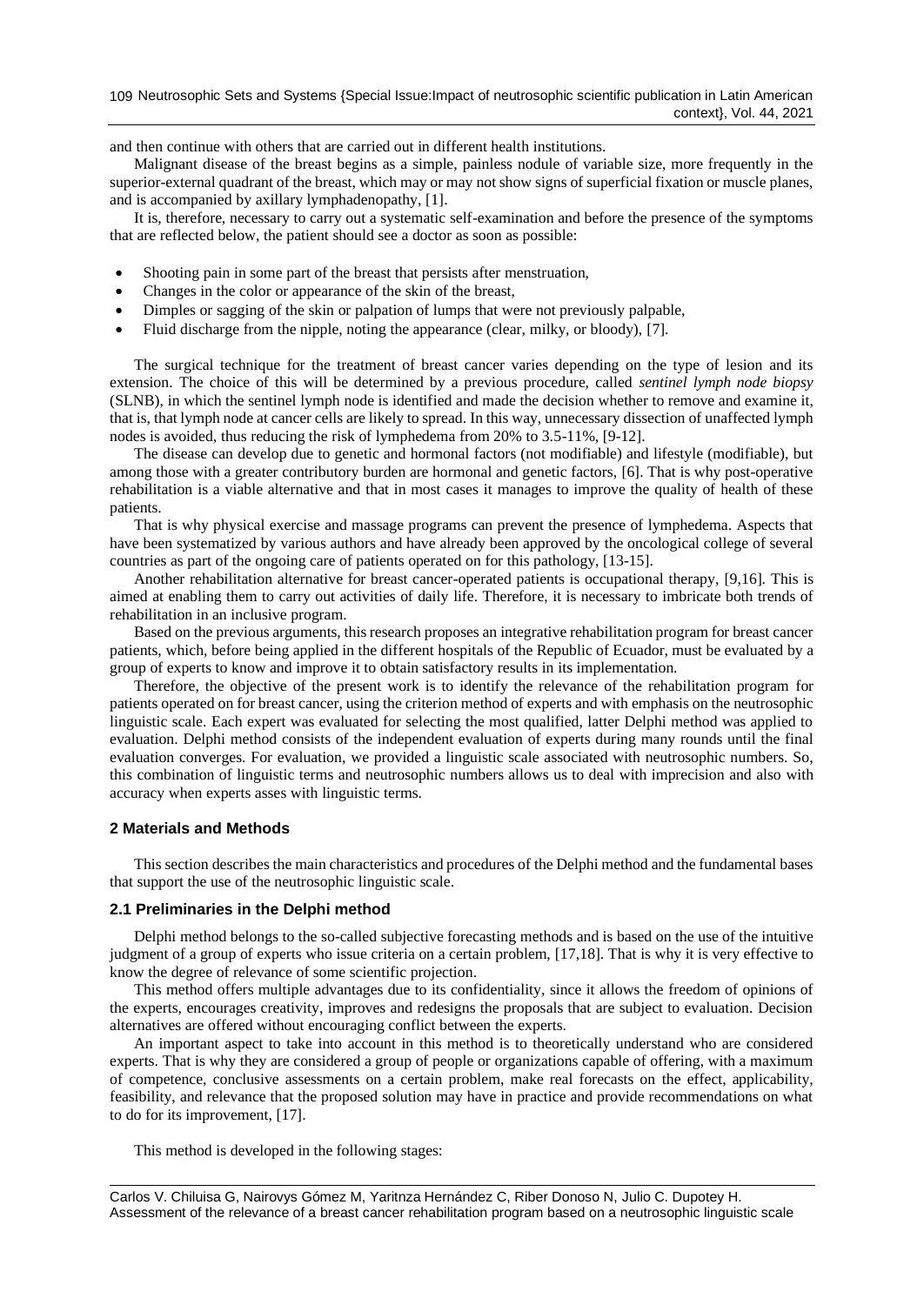and then continue with others that are carried out in different health institutions.

Malignant disease of the breast begins as a simple, painless nodule of variable size, more frequently in the superior-external quadrant of the breast, which may or may not show signs of superficial fixation or muscle planes, and is accompanied by axillary lymphadenopathy, [1].

It is, therefore, necessary to carry out a systematic self-examination and before the presence of the symptoms that are reflected below, the patient should see a doctor as soon as possible:

- Shooting pain in some part of the breast that persists after menstruation,
- Changes in the color or appearance of the skin of the breast,
- Dimples or sagging of the skin or palpation of lumps that were not previously palpable,
- Fluid discharge from the nipple, noting the appearance (clear, milky, or bloody), [7].

The surgical technique for the treatment of breast cancer varies depending on the type of lesion and its extension. The choice of this will be determined by a previous procedure, called *sentinel lymph node biopsy* (SLNB), in which the sentinel lymph node is identified and made the decision whether to remove and examine it, that is, that lymph node at cancer cells are likely to spread. In this way, unnecessary dissection of unaffected lymph nodes is avoided, thus reducing the risk of lymphedema from 20% to 3.5-11%, [9-12].

The disease can develop due to genetic and hormonal factors (not modifiable) and lifestyle (modifiable), but among those with a greater contributory burden are hormonal and genetic factors, [6]. That is why post-operative rehabilitation is a viable alternative and that in most cases it manages to improve the quality of health of these patients.

That is why physical exercise and massage programs can prevent the presence of lymphedema. Aspects that have been systematized by various authors and have already been approved by the oncological college of several countries as part of the ongoing care of patients operated on for this pathology, [13-15].

Another rehabilitation alternative for breast cancer-operated patients is occupational therapy, [9,16]. This is aimed at enabling them to carry out activities of daily life. Therefore, it is necessary to imbricate both trends of rehabilitation in an inclusive program.

Based on the previous arguments, this research proposes an integrative rehabilitation program for breast cancer patients, which, before being applied in the different hospitals of the Republic of Ecuador, must be evaluated by a group of experts to know and improve it to obtain satisfactory results in its implementation.

Therefore, the objective of the present work is to identify the relevance of the rehabilitation program for patients operated on for breast cancer, using the criterion method of experts and with emphasis on the neutrosophic linguistic scale. Each expert was evaluated for selecting the most qualified, latter Delphi method was applied to evaluation. Delphi method consists of the independent evaluation of experts during many rounds until the final evaluation converges. For evaluation, we provided a linguistic scale associated with neutrosophic numbers. So, this combination of linguistic terms and neutrosophic numbers allows us to deal with imprecision and also with accuracy when experts asses with linguistic terms.

## 2 Materials and Methods

This section describes the main characteristics and procedures of the Delphi method and the fundamental bases that support the use of the neutrosophic linguistic scale.

### 2.1 Preliminaries in the Delphi method

Delphi method belongs to the so-called subjective forecasting methods and is based on the use of the intuitive judgment of a group of experts who issue criteria on a certain problem, [17,18]. That is why it is very effective to know the degree of relevance of some scientific projection.

This method offers multiple advantages due to its confidentiality, since it allows the freedom of opinions of the experts, encourages creativity, improves and redesigns the proposals that are subject to evaluation. Decision alternatives are offered without encouraging conflict between the experts.

An important aspect to take into account in this method is to theoretically understand who are considered experts. That is why they are considered a group of people or organizations capable of offering, with a maximum of competence, conclusive assessments on a certain problem, make real forecasts on the effect, applicability, feasibility, and relevance that the proposed solution may have in practice and provide recommendations on what to do for its improvement, [17].

This method is developed in the following stages: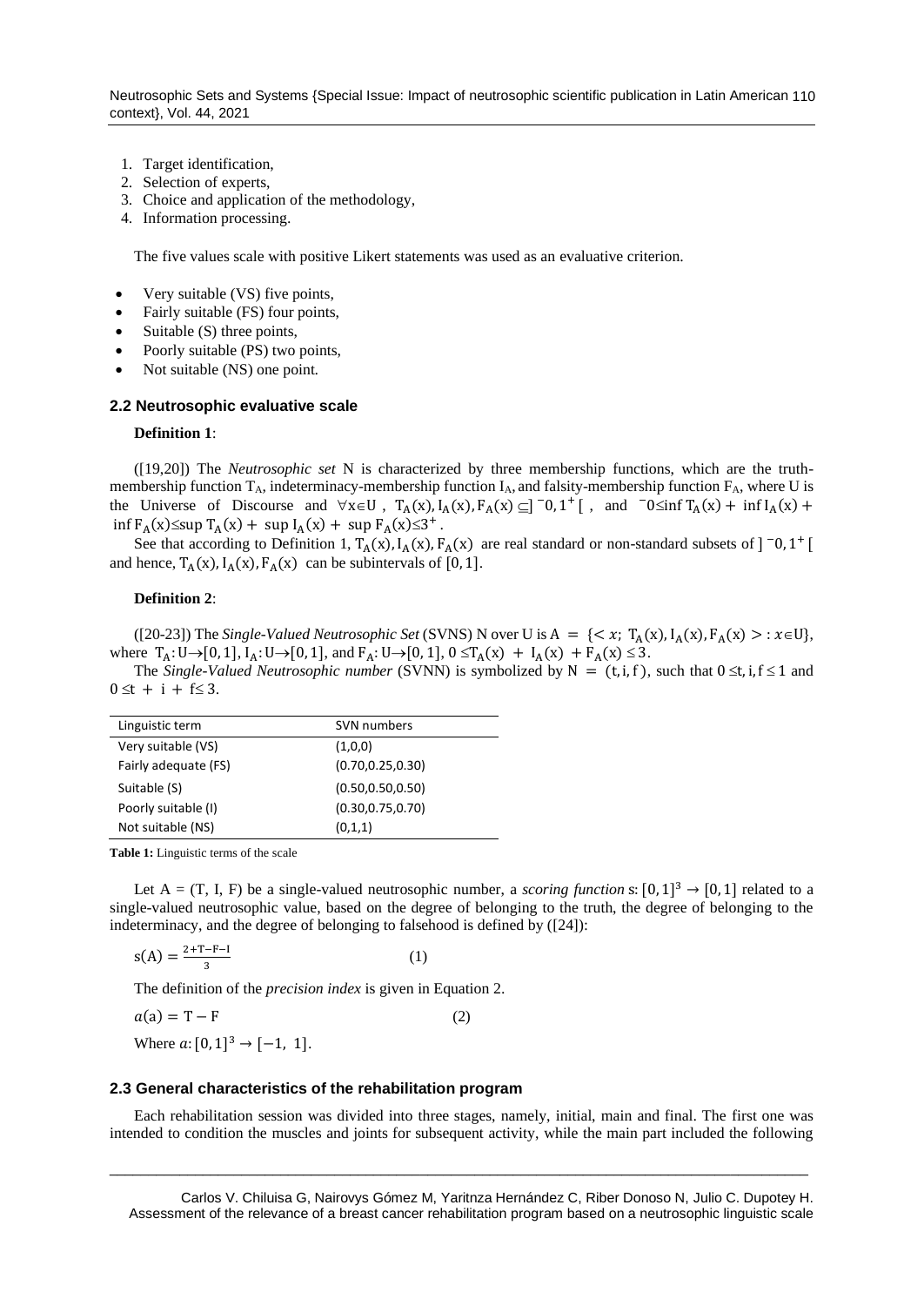1. Target identification,
2. Selection of experts,
3. Choice and application of the methodology,
4. Information processing.

The five values scale with positive Likert statements was used as an evaluative criterion.

- Very suitable (VS) five points,
- Fairly suitable (FS) four points,
- Suitable (S) three points,
- Poorly suitable (PS) two points,
- Not suitable (NS) one point.

### 2.2 Neutrosophic evaluative scale

**Definition 1**:

([19,20]) The *Neutrosophic set* N is characterized by three membership functions, which are the truth-membership function $T_A$, indeterminacy-membership function $I_A$, and falsity-membership function $F_A$, where U is the Universe of Discourse and $\forall x \in U$, $T_A(x), I_A(x), F_A(x) \subseteq ]^-0, 1^+[$, and $^-0 \leq \inf T_A(x) + \inf I_A(x) + \inf F_A(x) \leq \sup T_A(x) + \sup I_A(x) + \sup F_A(x) \leq 3^+$.

See that according to Definition 1, $T_A(x), I_A(x), F_A(x)$ are real standard or non-standard subsets of $]^-0, 1^+[$ and hence, $T_A(x), I_A(x), F_A(x)$ can be subintervals of $[0, 1]$.

**Definition 2**:

([20-23]) The *Single-Valued Neutrosophic Set* (SVNS) N over U is $A = \{< x; T_A(x), I_A(x), F_A(x) > : x \in U\}$, where $T_A: U \to [0, 1]$, $I_A: U \to [0, 1]$, and $F_A: U \to [0, 1]$, $0 \leq T_A(x) + I_A(x) + F_A(x) \leq 3$.

The *Single-Valued Neutrosophic number* (SVNN) is symbolized by $N = (t, i, f)$, such that $0 \leq t, i, f \leq 1$ and $0 \leq t + i + f \leq 3$.

| Linguistic term | SVN numbers |
|---|---|
| Very suitable (VS) | (1,0,0) |
| Fairly adequate (FS) | (0.70,0.25,0.30) |
| Suitable (S) | (0.50,0.50,0.50) |
| Poorly suitable (I) | (0.30,0.75,0.70) |
| Not suitable (NS) | (0,1,1) |

**Table 1:** Linguistic terms of the scale

Let A = (T, I, F) be a single-valued neutrosophic number, a *scoring function* $s: [0, 1]^3 \to [0, 1]$ related to a single-valued neutrosophic value, based on the degree of belonging to the truth, the degree of belonging to the indeterminacy, and the degree of belonging to falsehood is defined by ([24]):

$$s(A) = \frac{2 + T - F - I}{3} \quad (1)$$

The definition of the *precision index* is given in Equation 2.

$$a(a) = T - F \quad (2)$$

Where $a: [0, 1]^3 \to [-1, 1]$.

### 2.3 General characteristics of the rehabilitation program

Each rehabilitation session was divided into three stages, namely, initial, main and final. The first one was intended to condition the muscles and joints for subsequent activity, while the main part included the following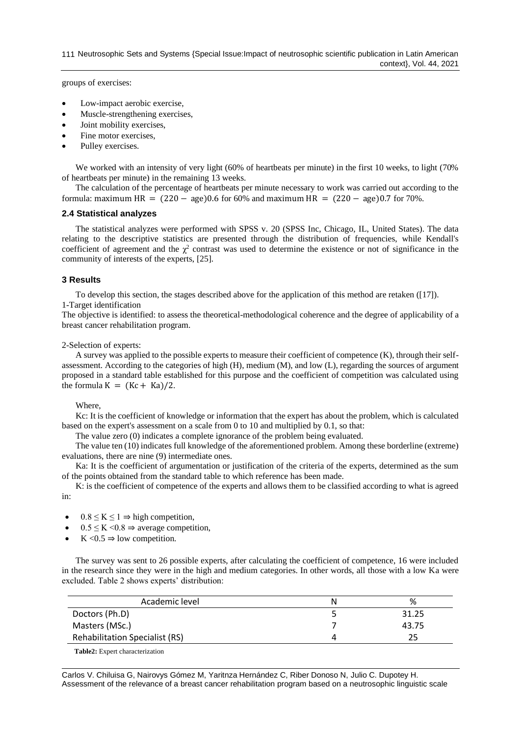groups of exercises:

- Low-impact aerobic exercise,
- Muscle-strengthening exercises,
- Joint mobility exercises,
- Fine motor exercises,
- Pulley exercises.

We worked with an intensity of very light (60% of heartbeats per minute) in the first 10 weeks, to light (70% of heartbeats per minute) in the remaining 13 weeks.

The calculation of the percentage of heartbeats per minute necessary to work was carried out according to the formula: maximum $\mathrm{HR} = (220 - \mathrm{age})0.6$ for 60% and maximum $\mathrm{HR} = (220 - \mathrm{age})0.7$ for 70%.

### 2.4 Statistical analyzes

The statistical analyzes were performed with SPSS v. 20 (SPSS Inc, Chicago, IL, United States). The data relating to the descriptive statistics are presented through the distribution of frequencies, while Kendall's coefficient of agreement and the $\chi^2$ contrast was used to determine the existence or not of significance in the community of interests of the experts, [25].

## 3 Results

To develop this section, the stages described above for the application of this method are retaken ([17]).

1-Target identification

The objective is identified: to assess the theoretical-methodological coherence and the degree of applicability of a breast cancer rehabilitation program.

2-Selection of experts:

A survey was applied to the possible experts to measure their coefficient of competence (K), through their self-assessment. According to the categories of high (H), medium (M), and low (L), regarding the sources of argument proposed in a standard table established for this purpose and the coefficient of competition was calculated using the formula $\mathrm{K} = (\mathrm{Kc} + \mathrm{Ka})/2$.

Where,

Kc: It is the coefficient of knowledge or information that the expert has about the problem, which is calculated based on the expert's assessment on a scale from 0 to 10 and multiplied by 0.1, so that:

The value zero (0) indicates a complete ignorance of the problem being evaluated.

The value ten (10) indicates full knowledge of the aforementioned problem. Among these borderline (extreme) evaluations, there are nine (9) intermediate ones.

Ka: It is the coefficient of argumentation or justification of the criteria of the experts, determined as the sum of the points obtained from the standard table to which reference has been made.

K: is the coefficient of competence of the experts and allows them to be classified according to what is agreed in:

- $0.8 \leq \mathrm{K} \leq 1 \Rightarrow$ high competition,
- $0.5 \leq \mathrm{K} < 0.8 \Rightarrow$ average competition,
- $\mathrm{K} < 0.5 \Rightarrow$ low competition.

The survey was sent to 26 possible experts, after calculating the coefficient of competence, 16 were included in the research since they were in the high and medium categories. In other words, all those with a low Ka were excluded. Table 2 shows experts' distribution:

| Academic level | N | % |
|---|---|---|
| Doctors (Ph.D) | 5 | 31.25 |
| Masters (MSc.) | 7 | 43.75 |
| Rehabilitation Specialist (RS) | 4 | 25 |

**Table2:** Expert characterization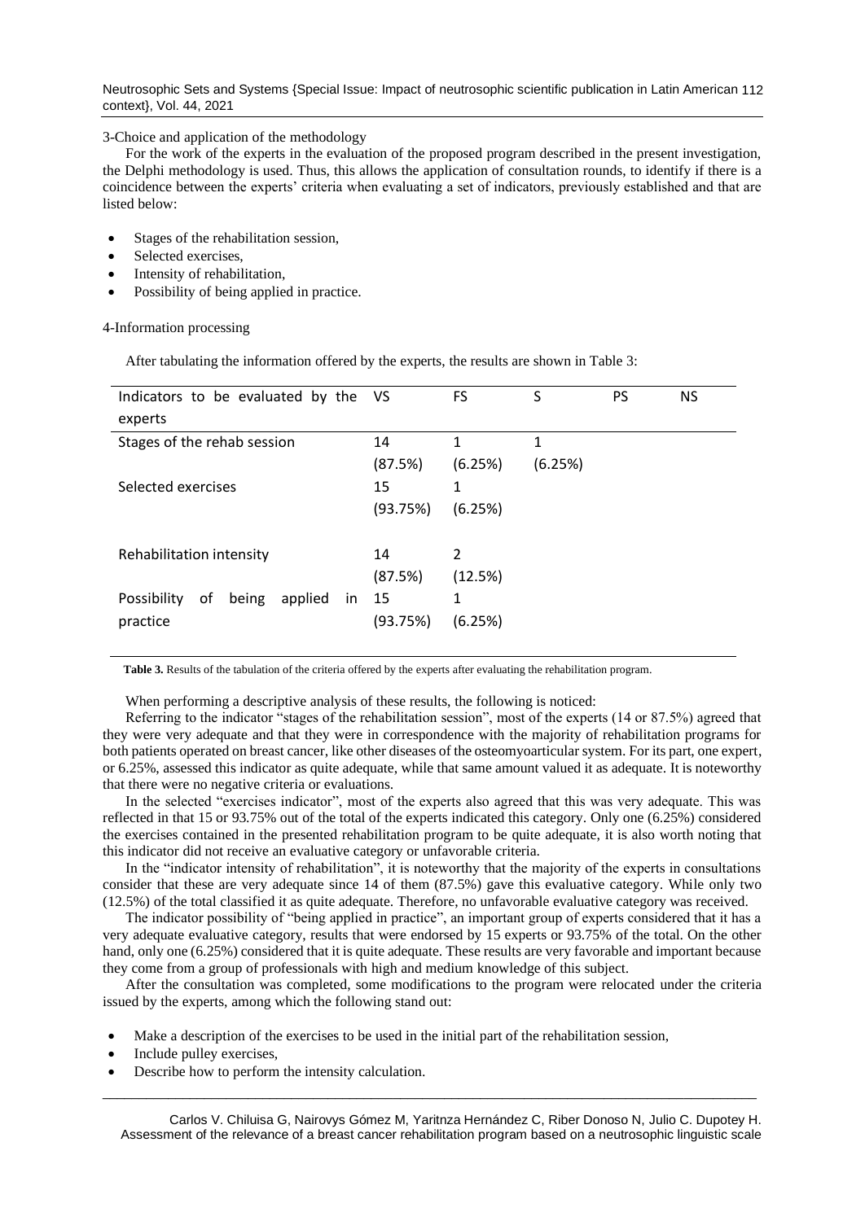3-Choice and application of the methodology

For the work of the experts in the evaluation of the proposed program described in the present investigation, the Delphi methodology is used. Thus, this allows the application of consultation rounds, to identify if there is a coincidence between the experts' criteria when evaluating a set of indicators, previously established and that are listed below:

- Stages of the rehabilitation session,
- Selected exercises,
- Intensity of rehabilitation,
- Possibility of being applied in practice.

4-Information processing

After tabulating the information offered by the experts, the results are shown in Table 3:

| Indicators to be evaluated by the experts | VS | FS | S | PS | NS |
|---|---|---|---|---|---|
| Stages of the rehab session | 14 (87.5%) | 1 (6.25%) | 1 (6.25%) | | |
| Selected exercises | 15 (93.75%) | 1 (6.25%) | | | |
| Rehabilitation intensity | 14 (87.5%) | 2 (12.5%) | | | |
| Possibility of being applied in practice | 15 (93.75%) | 1 (6.25%) | | | |

**Table 3.** Results of the tabulation of the criteria offered by the experts after evaluating the rehabilitation program.

When performing a descriptive analysis of these results, the following is noticed:

Referring to the indicator "stages of the rehabilitation session", most of the experts (14 or 87.5%) agreed that they were very adequate and that they were in correspondence with the majority of rehabilitation programs for both patients operated on breast cancer, like other diseases of the osteomyoarticular system. For its part, one expert, or 6.25%, assessed this indicator as quite adequate, while that same amount valued it as adequate. It is noteworthy that there were no negative criteria or evaluations.

In the selected "exercises indicator", most of the experts also agreed that this was very adequate. This was reflected in that 15 or 93.75% out of the total of the experts indicated this category. Only one (6.25%) considered the exercises contained in the presented rehabilitation program to be quite adequate, it is also worth noting that this indicator did not receive an evaluative category or unfavorable criteria.

In the "indicator intensity of rehabilitation", it is noteworthy that the majority of the experts in consultations consider that these are very adequate since 14 of them (87.5%) gave this evaluative category. While only two (12.5%) of the total classified it as quite adequate. Therefore, no unfavorable evaluative category was received.

The indicator possibility of "being applied in practice", an important group of experts considered that it has a very adequate evaluative category, results that were endorsed by 15 experts or 93.75% of the total. On the other hand, only one (6.25%) considered that it is quite adequate. These results are very favorable and important because they come from a group of professionals with high and medium knowledge of this subject.

After the consultation was completed, some modifications to the program were relocated under the criteria issued by the experts, among which the following stand out:

- Make a description of the exercises to be used in the initial part of the rehabilitation session,
- Include pulley exercises,
- Describe how to perform the intensity calculation.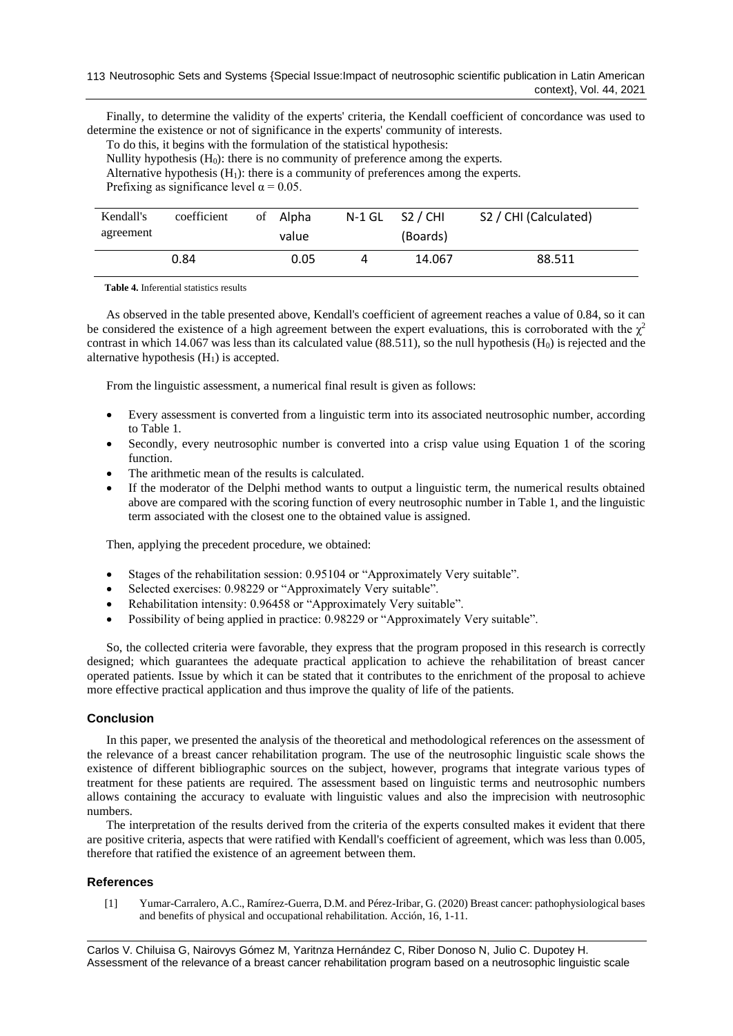Finally, to determine the validity of the experts' criteria, the Kendall coefficient of concordance was used to determine the existence or not of significance in the experts' community of interests.

To do this, it begins with the formulation of the statistical hypothesis:

Nullity hypothesis ($H_0$): there is no community of preference among the experts.

Alternative hypothesis ($H_1$): there is a community of preferences among the experts.

Prefixing as significance level $\alpha = 0.05$.

| Kendall's coefficient of agreement | Alpha value | N-1 GL | S2 / CHI (Boards) | S2 / CHI (Calculated) |
|---|---|---|---|---|
| 0.84 | 0.05 | 4 | 14.067 | 88.511 |

**Table 4.** Inferential statistics results

As observed in the table presented above, Kendall's coefficient of agreement reaches a value of 0.84, so it can be considered the existence of a high agreement between the expert evaluations, this is corroborated with the $\chi^2$ contrast in which 14.067 was less than its calculated value (88.511), so the null hypothesis ($H_0$) is rejected and the alternative hypothesis ($H_1$) is accepted.

From the linguistic assessment, a numerical final result is given as follows:

- Every assessment is converted from a linguistic term into its associated neutrosophic number, according to Table 1.
- Secondly, every neutrosophic number is converted into a crisp value using Equation 1 of the scoring function.
- The arithmetic mean of the results is calculated.
- If the moderator of the Delphi method wants to output a linguistic term, the numerical results obtained above are compared with the scoring function of every neutrosophic number in Table 1, and the linguistic term associated with the closest one to the obtained value is assigned.

Then, applying the precedent procedure, we obtained:

- Stages of the rehabilitation session: 0.95104 or "Approximately Very suitable".
- Selected exercises: 0.98229 or "Approximately Very suitable".
- Rehabilitation intensity: 0.96458 or "Approximately Very suitable".
- Possibility of being applied in practice: 0.98229 or "Approximately Very suitable".

So, the collected criteria were favorable, they express that the program proposed in this research is correctly designed; which guarantees the adequate practical application to achieve the rehabilitation of breast cancer operated patients. Issue by which it can be stated that it contributes to the enrichment of the proposal to achieve more effective practical application and thus improve the quality of life of the patients.

## Conclusion

In this paper, we presented the analysis of the theoretical and methodological references on the assessment of the relevance of a breast cancer rehabilitation program. The use of the neutrosophic linguistic scale shows the existence of different bibliographic sources on the subject, however, programs that integrate various types of treatment for these patients are required. The assessment based on linguistic terms and neutrosophic numbers allows containing the accuracy to evaluate with linguistic values and also the imprecision with neutrosophic numbers.

The interpretation of the results derived from the criteria of the experts consulted makes it evident that there are positive criteria, aspects that were ratified with Kendall's coefficient of agreement, which was less than 0.005, therefore that ratified the existence of an agreement between them.

## References

[1] Yumar-Carralero, A.C., Ramírez-Guerra, D.M. and Pérez-Iribar, G. (2020) Breast cancer: pathophysiological bases and benefits of physical and occupational rehabilitation. Acción, 16, 1-11.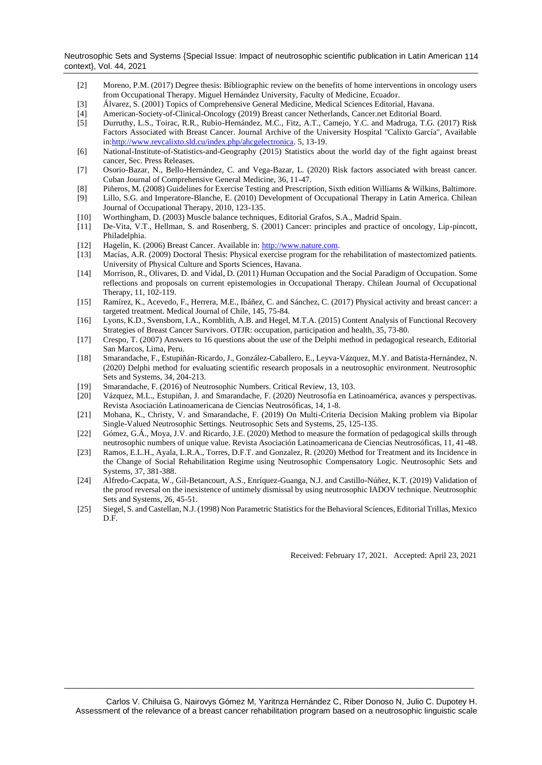[2] Moreno, P.M. (2017) Degree thesis: Bibliographic review on the benefits of home interventions in oncology users from Occupational Therapy. Miguel Hernández University, Faculty of Medicine, Ecuador.

[3] Álvarez, S. (2001) Topics of Comprehensive General Medicine, Medical Sciences Editorial, Havana.

[4] American-Society-of-Clinical-Oncology (2019) Breast cancer Netherlands, Cancer.net Editorial Board.

[5] Durruthy, L.S., Toirac, R.R., Rubio-Hernández, M.C., Fitz, A.T., Camejo, Y.C. and Madruga, T.G. (2017) Risk Factors Associated with Breast Cancer. Journal Archive of the University Hospital "Calixto García", Available in:http://www.revcalixto.sld.cu/index.php/ahcgelectronica. 5, 13-19.

[6] National-Institute-of-Statistics-and-Geography (2015) Statistics about the world day of the fight against breast cancer, Sec. Press Releases.

[7] Osorio-Bazar, N., Bello-Hernández, C. and Vega-Bazar, L. (2020) Risk factors associated with breast cancer. Cuban Journal of Comprehensive General Medicine, 36, 11-47.

[8] Piñeros, M. (2008) Guidelines for Exercise Testing and Prescription, Sixth edition Williams & Wilkins, Baltimore.

[9] Lillo, S.G. and Imperatore-Blanche, E. (2010) Development of Occupational Therapy in Latin America. Chilean Journal of Occupational Therapy, 2010, 123-135.

[10] Worthingham, D. (2003) Muscle balance techniques, Editorial Grafos, S.A., Madrid Spain.

[11] De-Vita, V.T., Hellman, S. and Rosenberg, S. (2001) Cancer: principles and practice of oncology, Lip-pincott, Philadelphia.

[12] Hagelin, K. (2006) Breast Cancer. Available in: http://www.nature.com.

[13] Macías, A.R. (2009) Doctoral Thesis: Physical exercise program for the rehabilitation of mastectomized patients. University of Physical Culture and Sports Sciences, Havana.

[14] Morrison, R., Olivares, D. and Vidal, D. (2011) Human Occupation and the Social Paradigm of Occupation. Some reflections and proposals on current epistemologies in Occupational Therapy. Chilean Journal of Occupational Therapy, 11, 102-119.

[15] Ramírez, K., Acevedo, F., Herrera, M.E., Ibáñez, C. and Sánchez, C. (2017) Physical activity and breast cancer: a targeted treatment. Medical Journal of Chile, 145, 75-84.

[16] Lyons, K.D., Svensborn, I.A., Kornblith, A.B. and Hegel, M.T.A. (2015) Content Analysis of Functional Recovery Strategies of Breast Cancer Survivors. OTJR: occupation, participation and health, 35, 73-80.

[17] Crespo, T. (2007) Answers to 16 questions about the use of the Delphi method in pedagogical research, Editorial San Marcos, Lima, Peru.

[18] Smarandache, F., Estupiñán-Ricardo, J., González-Caballero, E., Leyva-Vázquez, M.Y. and Batista-Hernández, N. (2020) Delphi method for evaluating scientific research proposals in a neutrosophic environment. Neutrosophic Sets and Systems, 34, 204-213.

[19] Smarandache, F. (2016) of Neutrosophic Numbers. Critical Review, 13, 103.

[20] Vázquez, M.L., Estupiñan, J. and Smarandache, F. (2020) Neutrosofía en Latinoamérica, avances y perspectivas. Revista Asociación Latinoamericana de Ciencias Neutrosóficas, 14, 1-8.

[21] Mohana, K., Christy, V. and Smarandache, F. (2019) On Multi-Criteria Decision Making problem via Bipolar Single-Valued Neutrosophic Settings. Neutrosophic Sets and Systems, 25, 125-135.

[22] Gómez, G.Á., Moya, J.V. and Ricardo, J.E. (2020) Method to measure the formation of pedagogical skills through neutrosophic numbers of unique value. Revista Asociación Latinoamericana de Ciencias Neutrosóficas, 11, 41-48.

[23] Ramos, E.L.H., Ayala, L.R.A., Torres, D.F.T. and Gonzalez, R. (2020) Method for Treatment and its Incidence in the Change of Social Rehabilitation Regime using Neutrosophic Compensatory Logic. Neutrosophic Sets and Systems, 37, 381-388.

[24] Alfredo-Cacpata, W., Gil-Betancourt, A.S., Enríquez-Guanga, N.J. and Castillo-Núñez, K.T. (2019) Validation of the proof reversal on the inexistence of untimely dismissal by using neutrosophic IADOV technique. Neutrosophic Sets and Systems, 26, 45-51.

[25] Siegel, S. and Castellan, N.J. (1998) Non Parametric Statistics for the Behavioral Scíences, Editorial Trillas, Mexico D.F.

Received: February 17, 2021. Accepted: April 23, 2021